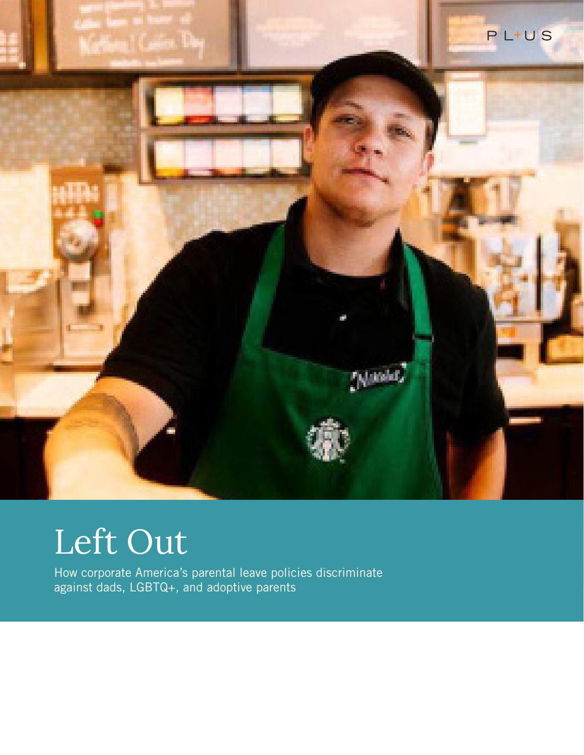PL+US

# Left Out

How corporate America's parental leave policies discriminate against dads, LGBTQ+, and adoptive parents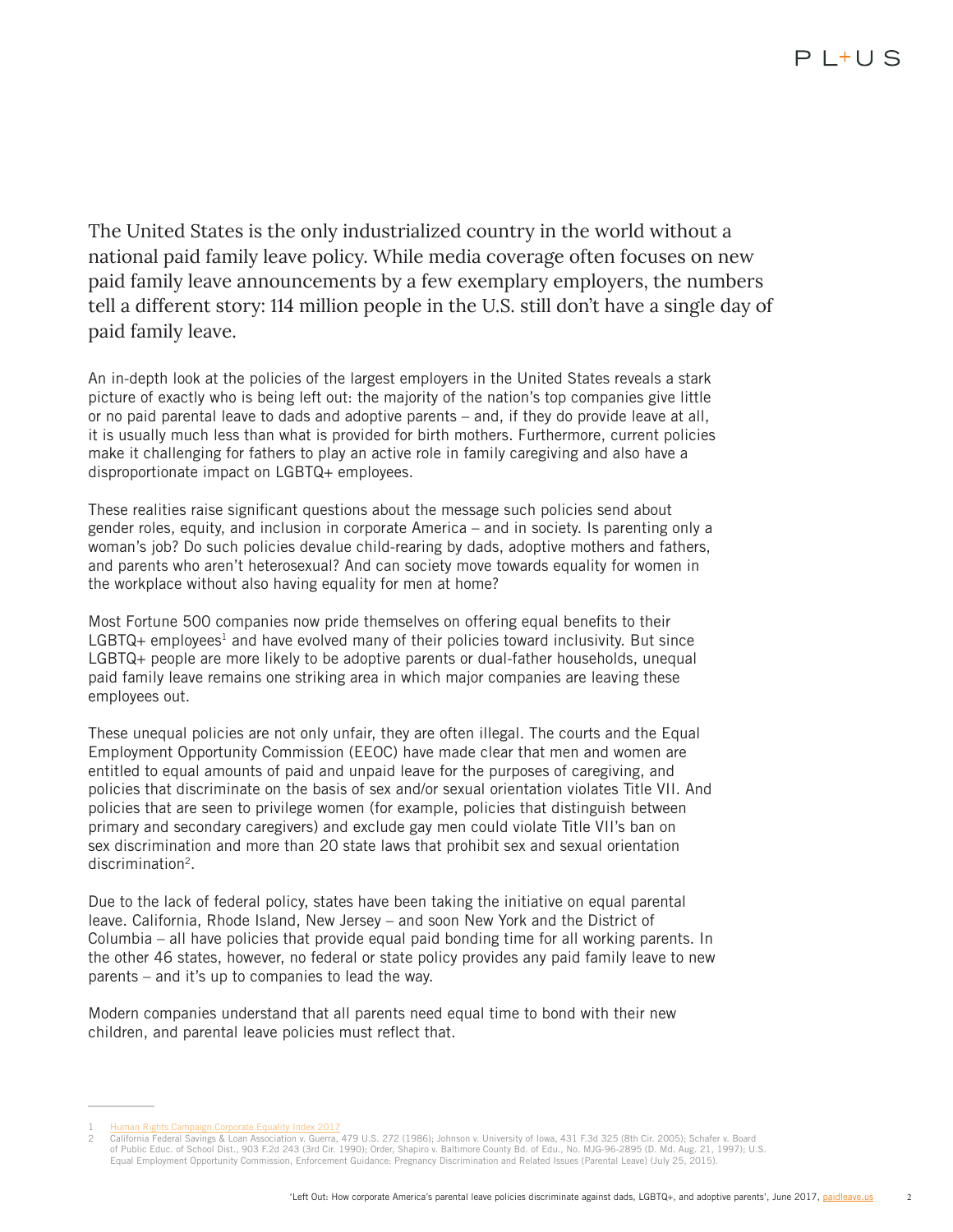The United States is the only industrialized country in the world without a national paid family leave policy. While media coverage often focuses on new paid family leave announcements by a few exemplary employers, the numbers tell a different story: 114 million people in the U.S. still don't have a single day of paid family leave.

An in-depth look at the policies of the largest employers in the United States reveals a stark picture of exactly who is being left out: the majority of the nation's top companies give little or no paid parental leave to dads and adoptive parents – and, if they do provide leave at all, it is usually much less than what is provided for birth mothers. Furthermore, current policies make it challenging for fathers to play an active role in family caregiving and also have a disproportionate impact on LGBTQ+ employees.

These realities raise significant questions about the message such policies send about gender roles, equity, and inclusion in corporate America – and in society. Is parenting only a woman's job? Do such policies devalue child-rearing by dads, adoptive mothers and fathers, and parents who aren't heterosexual? And can society move towards equality for women in the workplace without also having equality for men at home?

Most Fortune 500 companies now pride themselves on offering equal benefits to their LGBTQ+ employees[1] and have evolved many of their policies toward inclusivity. But since LGBTQ+ people are more likely to be adoptive parents or dual-father households, unequal paid family leave remains one striking area in which major companies are leaving these employees out.

These unequal policies are not only unfair, they are often illegal. The courts and the Equal Employment Opportunity Commission (EEOC) have made clear that men and women are entitled to equal amounts of paid and unpaid leave for the purposes of caregiving, and policies that discriminate on the basis of sex and/or sexual orientation violates Title VII. And policies that are seen to privilege women (for example, policies that distinguish between primary and secondary caregivers) and exclude gay men could violate Title VII's ban on sex discrimination and more than 20 state laws that prohibit sex and sexual orientation discrimination[2].

Due to the lack of federal policy, states have been taking the initiative on equal parental leave. California, Rhode Island, New Jersey – and soon New York and the District of Columbia – all have policies that provide equal paid bonding time for all working parents. In the other 46 states, however, no federal or state policy provides any paid family leave to new parents – and it's up to companies to lead the way.

Modern companies understand that all parents need equal time to bond with their new children, and parental leave policies must reflect that.

---

1 Human Rights Campaign Corporate Equality Index 2017

2 California Federal Savings & Loan Association v. Guerra, 479 U.S. 272 (1986); Johnson v. University of Iowa, 431 F.3d 325 (8th Cir. 2005); Schafer v. Board of Public Educ. of School Dist., 903 F.2d 243 (3rd Cir. 1990); Order, Shapiro v. Baltimore County Bd. of Edu., No. MJG-96-2895 (D. Md. Aug. 21, 1997); U.S. Equal Employment Opportunity Commission, Enforcement Guidance: Pregnancy Discrimination and Related Issues (Parental Leave) (July 25, 2015).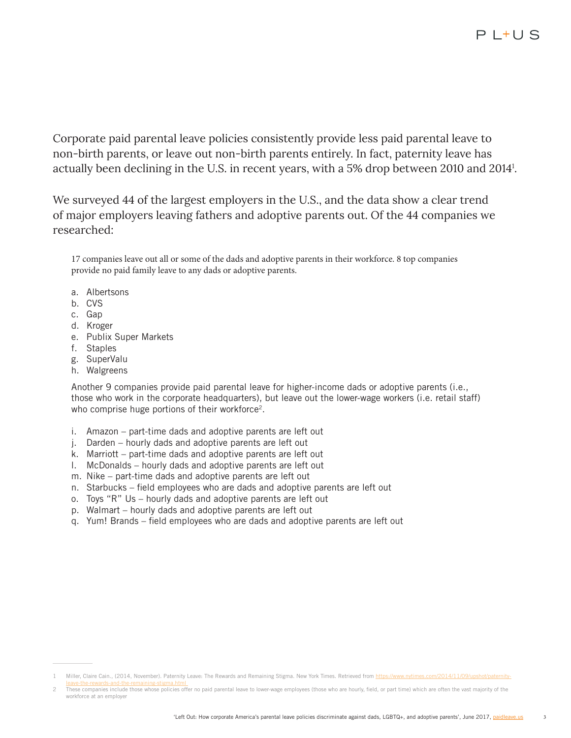Corporate paid parental leave policies consistently provide less paid parental leave to non-birth parents, or leave out non-birth parents entirely. In fact, paternity leave has actually been declining in the U.S. in recent years, with a 5% drop between 2010 and 2014[1].

We surveyed 44 of the largest employers in the U.S., and the data show a clear trend of major employers leaving fathers and adoptive parents out. Of the 44 companies we researched:

> 17 companies leave out all or some of the dads and adoptive parents in their workforce. 8 top companies provide no paid family leave to any dads or adoptive parents.
>
> a. Albertsons
> b. CVS
> c. Gap
> d. Kroger
> e. Publix Super Markets
> f. Staples
> g. SuperValu
> h. Walgreens
>
> Another 9 companies provide paid parental leave for higher-income dads or adoptive parents (i.e., those who work in the corporate headquarters), but leave out the lower-wage workers (i.e. retail staff) who comprise huge portions of their workforce[2].
>
> i. Amazon – part-time dads and adoptive parents are left out
> j. Darden – hourly dads and adoptive parents are left out
> k. Marriott – part-time dads and adoptive parents are left out
> l. McDonalds – hourly dads and adoptive parents are left out
> m. Nike – part-time dads and adoptive parents are left out
> n. Starbucks – field employees who are dads and adoptive parents are left out
> o. Toys "R" Us – hourly dads and adoptive parents are left out
> p. Walmart – hourly dads and adoptive parents are left out
> q. Yum! Brands – field employees who are dads and adoptive parents are left out

---

1 Miller, Claire Cain., (2014, November). Paternity Leave: The Rewards and Remaining Stigma. New York Times. Retrieved from https://www.nytimes.com/2014/11/09/upshot/paternity-leave-the-rewards-and-the-remaining-stigma.html

2 These companies include those whose policies offer no paid parental leave to lower-wage employees (those who are hourly, field, or part time) which are often the vast majority of the workforce at an employer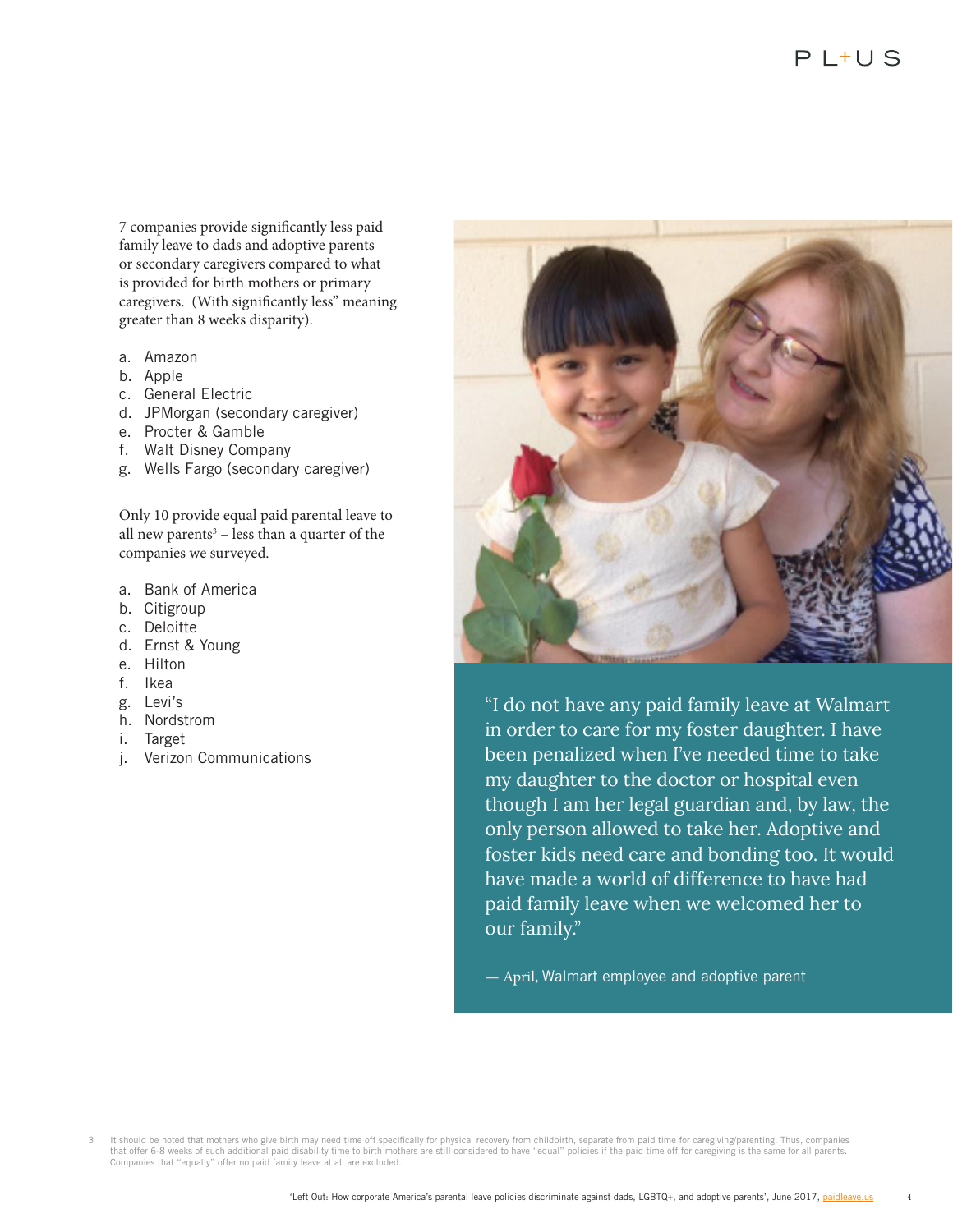7 companies provide significantly less paid family leave to dads and adoptive parents or secondary caregivers compared to what is provided for birth mothers or primary caregivers. (With significantly less" meaning greater than 8 weeks disparity).

a. Amazon
b. Apple
c. General Electric
d. JPMorgan (secondary caregiver)
e. Procter & Gamble
f. Walt Disney Company
g. Wells Fargo (secondary caregiver)

Only 10 provide equal paid parental leave to all new parents[3] – less than a quarter of the companies we surveyed.

a. Bank of America
b. Citigroup
c. Deloitte
d. Ernst & Young
e. Hilton
f. Ikea
g. Levi's
h. Nordstrom
i. Target
j. Verizon Communications

"I do not have any paid family leave at Walmart in order to care for my foster daughter. I have been penalized when I've needed time to take my daughter to the doctor or hospital even though I am her legal guardian and, by law, the only person allowed to take her. Adoptive and foster kids need care and bonding too. It would have made a world of difference to have had paid family leave when we welcomed her to our family."

— April, Walmart employee and adoptive parent

---

3 It should be noted that mothers who give birth may need time off specifically for physical recovery from childbirth, separate from paid time for caregiving/parenting. Thus, companies that offer 6-8 weeks of such additional paid disability time to birth mothers are still considered to have "equal" policies if the paid time off for caregiving is the same for all parents. Companies that "equally" offer no paid family leave at all are excluded.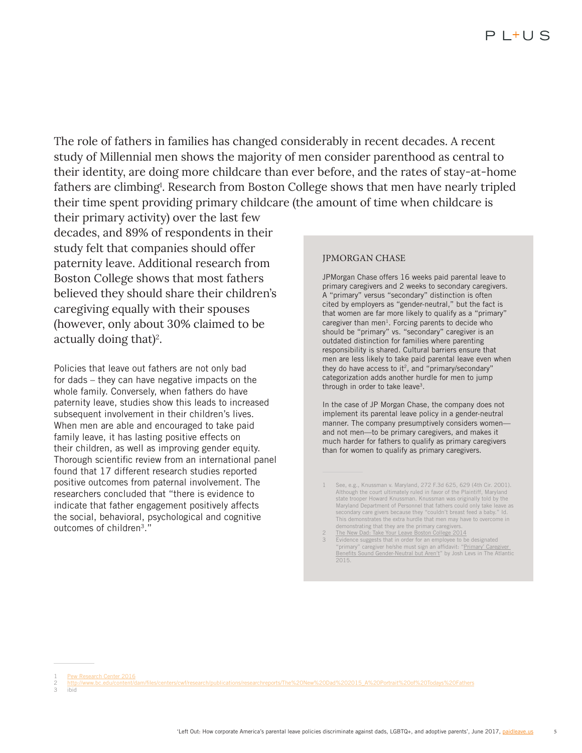The role of fathers in families has changed considerably in recent decades. A recent study of Millennial men shows the majority of men consider parenthood as central to their identity, are doing more childcare than ever before, and the rates of stay-at-home fathers are climbing[1]. Research from Boston College shows that men have nearly tripled their time spent providing primary childcare (the amount of time when childcare is their primary activity) over the last few decades, and 89% of respondents in their study felt that companies should offer paternity leave. Additional research from Boston College shows that most fathers believed they should share their children's caregiving equally with their spouses (however, only about 30% claimed to be actually doing that)[2].

Policies that leave out fathers are not only bad for dads – they can have negative impacts on the whole family. Conversely, when fathers do have paternity leave, studies show this leads to increased subsequent involvement in their children's lives. When men are able and encouraged to take paid family leave, it has lasting positive effects on their children, as well as improving gender equity. Thorough scientific review from an international panel found that 17 different research studies reported positive outcomes from paternal involvement. The researchers concluded that "there is evidence to indicate that father engagement positively affects the social, behavioral, psychological and cognitive outcomes of children[3]."

### JPMORGAN CHASE

JPMorgan Chase offers 16 weeks paid parental leave to primary caregivers and 2 weeks to secondary caregivers. A "primary" versus "secondary" distinction is often cited by employers as "gender-neutral," but the fact is that women are far more likely to qualify as a "primary" caregiver than men[1]. Forcing parents to decide who should be "primary" vs. "secondary" caregiver is an outdated distinction for families where parenting responsibility is shared. Cultural barriers ensure that men are less likely to take paid parental leave even when they do have access to it[2], and "primary/secondary" categorization adds another hurdle for men to jump through in order to take leave[3].

In the case of JP Morgan Chase, the company does not implement its parental leave policy in a gender-neutral manner. The company presumptively considers women—and not men—to be primary caregivers, and makes it much harder for fathers to qualify as primary caregivers than for women to qualify as primary caregivers.

1. See, e.g., Knussman v. Maryland, 272 F.3d 625, 629 (4th Cir. 2001). Although the court ultimately ruled in favor of the Plaintiff, Maryland state trooper Howard Knussman. Knussman was originally told by the Maryland Department of Personnel that fathers could only take leave as secondary care givers because they "couldn't breast feed a baby." Id. This demonstrates the extra hurdle that men may have to overcome in demonstrating that they are the primary caregivers.
2. The New Dad: Take Your Leave Boston College 2014
3. Evidence suggests that in order for an employee to be designated "primary" caregiver he/she must sign an affidavit: "'Primary' Caregiver Benefits Sound Gender-Neutral but Aren't" by Josh Levs in The Atlantic 2015.

---

1. Pew Research Center 2016
2. http://www.bc.edu/content/dam/files/centers/cwf/research/publications/researchreports/The%20New%20Dad%202015_A%20Portrait%20of%20Todays%20Fathers
3. ibid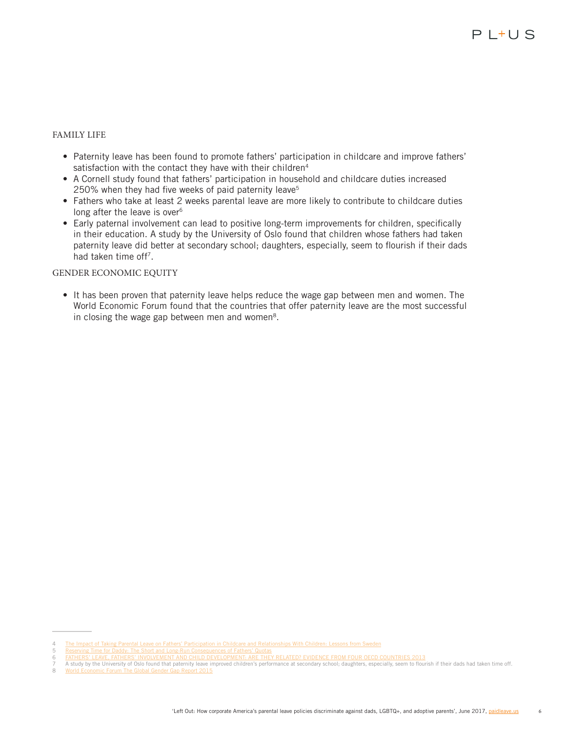## FAMILY LIFE

- Paternity leave has been found to promote fathers' participation in childcare and improve fathers' satisfaction with the contact they have with their children[4]
- A Cornell study found that fathers' participation in household and childcare duties increased 250% when they had five weeks of paid paternity leave[5]
- Fathers who take at least 2 weeks parental leave are more likely to contribute to childcare duties long after the leave is over[6]
- Early paternal involvement can lead to positive long-term improvements for children, specifically in their education. A study by the University of Oslo found that children whose fathers had taken paternity leave did better at secondary school; daughters, especially, seem to flourish if their dads had taken time off[7].

## GENDER ECONOMIC EQUITY

- It has been proven that paternity leave helps reduce the wage gap between men and women. The World Economic Forum found that the countries that offer paternity leave are the most successful in closing the wage gap between men and women[8].

---

4 The Impact of Taking Parental Leave on Fathers' Participation in Childcare and Relationships With Children: Lessons from Sweden

5 Reserving Time for Daddy: The Short and Long-Run Consequences of Fathers' Quotas

6 FATHERS' LEAVE, FATHERS' INVOLVEMENT AND CHILD DEVELOPMENT: ARE THEY RELATED? EVIDENCE FROM FOUR OECD COUNTRIES 2013

7 A study by the University of Oslo found that paternity leave improved children's performance at secondary school; daughters, especially, seem to flourish if their dads had taken time off.

8 World Economic Forum The Global Gender Gap Report 2015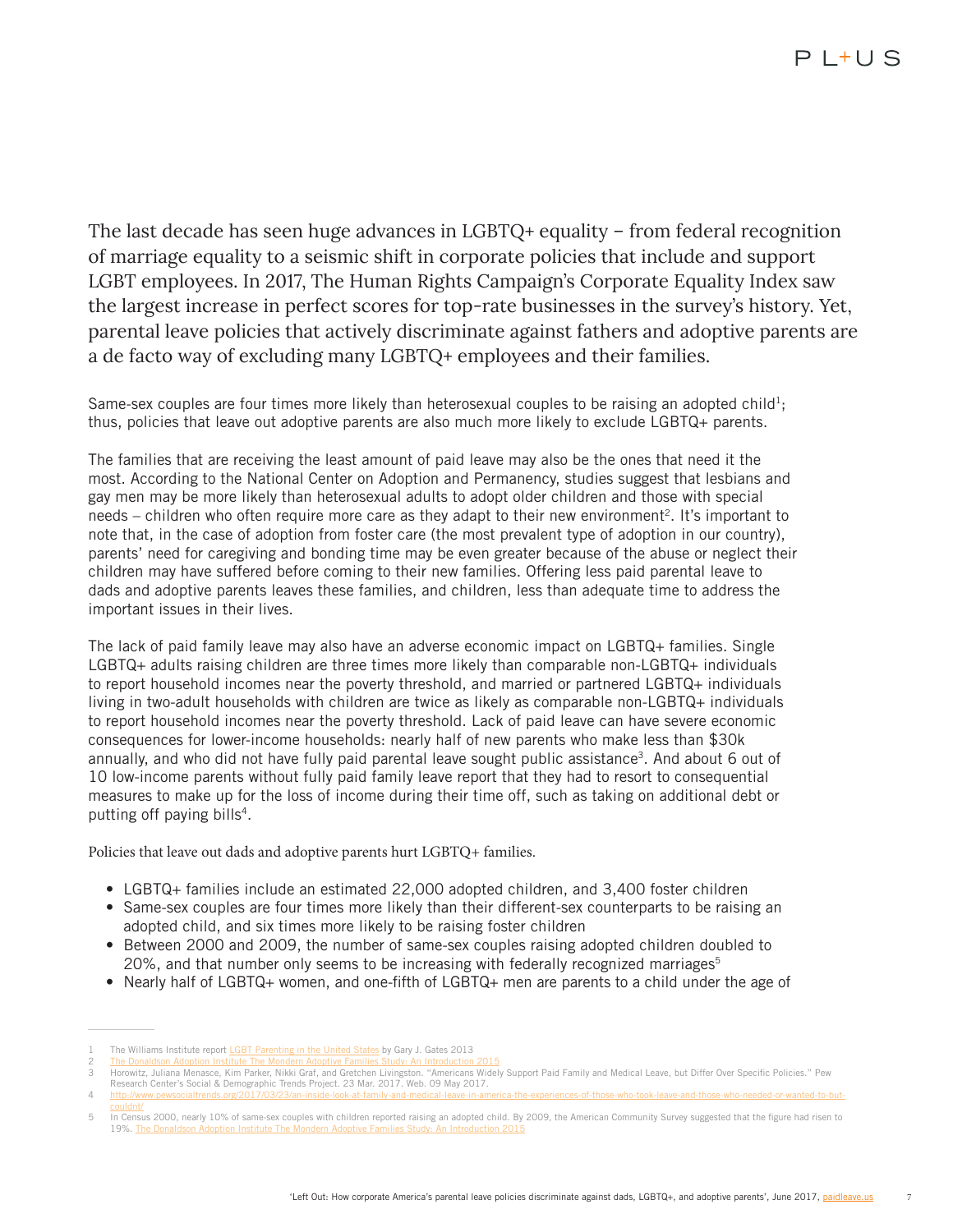The last decade has seen huge advances in LGBTQ+ equality – from federal recognition of marriage equality to a seismic shift in corporate policies that include and support LGBT employees. In 2017, The Human Rights Campaign's Corporate Equality Index saw the largest increase in perfect scores for top-rate businesses in the survey's history. Yet, parental leave policies that actively discriminate against fathers and adoptive parents are a de facto way of excluding many LGBTQ+ employees and their families.

Same-sex couples are four times more likely than heterosexual couples to be raising an adopted child[1]; thus, policies that leave out adoptive parents are also much more likely to exclude LGBTQ+ parents.

The families that are receiving the least amount of paid leave may also be the ones that need it the most. According to the National Center on Adoption and Permanency, studies suggest that lesbians and gay men may be more likely than heterosexual adults to adopt older children and those with special needs – children who often require more care as they adapt to their new environment[2]. It's important to note that, in the case of adoption from foster care (the most prevalent type of adoption in our country), parents' need for caregiving and bonding time may be even greater because of the abuse or neglect their children may have suffered before coming to their new families. Offering less paid parental leave to dads and adoptive parents leaves these families, and children, less than adequate time to address the important issues in their lives.

The lack of paid family leave may also have an adverse economic impact on LGBTQ+ families. Single LGBTQ+ adults raising children are three times more likely than comparable non-LGBTQ+ individuals to report household incomes near the poverty threshold, and married or partnered LGBTQ+ individuals living in two-adult households with children are twice as likely as comparable non-LGBTQ+ individuals to report household incomes near the poverty threshold. Lack of paid leave can have severe economic consequences for lower-income households: nearly half of new parents who make less than $30k annually, and who did not have fully paid parental leave sought public assistance[3]. And about 6 out of 10 low-income parents without fully paid family leave report that they had to resort to consequential measures to make up for the loss of income during their time off, such as taking on additional debt or putting off paying bills[4].

Policies that leave out dads and adoptive parents hurt LGBTQ+ families.

- LGBTQ+ families include an estimated 22,000 adopted children, and 3,400 foster children
- Same-sex couples are four times more likely than their different-sex counterparts to be raising an adopted child, and six times more likely to be raising foster children
- Between 2000 and 2009, the number of same-sex couples raising adopted children doubled to 20%, and that number only seems to be increasing with federally recognized marriages[5]
- Nearly half of LGBTQ+ women, and one-fifth of LGBTQ+ men are parents to a child under the age of

---

1 The Williams Institute report LGBT Parenting in the United States by Gary J. Gates 2013

2 The Donaldson Adoption Institute The Mondern Adoptive Families Study: An Introduction 2015

3 Horowitz, Juliana Menasce, Kim Parker, Nikki Graf, and Gretchen Livingston. "Americans Widely Support Paid Family and Medical Leave, but Differ Over Specific Policies." Pew Research Center's Social & Demographic Trends Project. 23 Mar. 2017. Web. 09 May 2017.

4 http://www.pewsocialtrends.org/2017/03/23/an-inside-look-at-family-and-medical-leave-in-america-the-experiences-of-those-who-took-leave-and-those-who-needed-or-wanted-to-but-couldnt/

5 In Census 2000, nearly 10% of same-sex couples with children reported raising an adopted child. By 2009, the American Community Survey suggested that the figure had risen to 19%. The Donaldson Adoption Institute The Mondern Adoptive Families Study: An Introduction 2015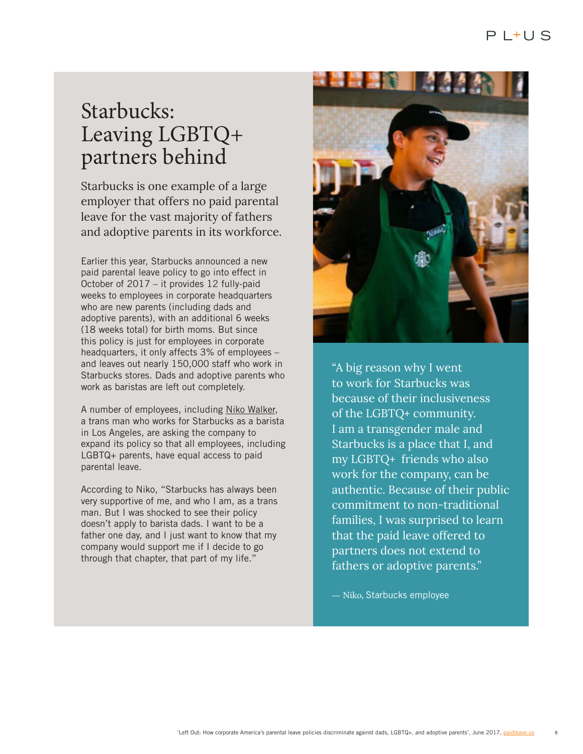# Starbucks: Leaving LGBTQ+ partners behind

Starbucks is one example of a large employer that offers no paid parental leave for the vast majority of fathers and adoptive parents in its workforce.

Earlier this year, Starbucks announced a new paid parental leave policy to go into effect in October of 2017 – it provides 12 fully-paid weeks to employees in corporate headquarters who are new parents (including dads and adoptive parents), with an additional 6 weeks (18 weeks total) for birth moms. But since this policy is just for employees in corporate headquarters, it only affects 3% of employees – and leaves out nearly 150,000 staff who work in Starbucks stores. Dads and adoptive parents who work as baristas are left out completely.

A number of employees, including Niko Walker, a trans man who works for Starbucks as a barista in Los Angeles, are asking the company to expand its policy so that all employees, including LGBTQ+ parents, have equal access to paid parental leave.

According to Niko, "Starbucks has always been very supportive of me, and who I am, as a trans man. But I was shocked to see their policy doesn't apply to barista dads. I want to be a father one day, and I just want to know that my company would support me if I decide to go through that chapter, that part of my life."

> "A big reason why I went to work for Starbucks was because of their inclusiveness of the LGBTQ+ community. I am a transgender male and Starbucks is a place that I, and my LGBTQ+ friends who also work for the company, can be authentic. Because of their public commitment to non-traditional families, I was surprised to learn that the paid leave offered to partners does not extend to fathers or adoptive parents."
>
> — Niko, Starbucks employee

'Left Out: How corporate America's parental leave policies discriminate against dads, LGBTQ+, and adoptive parents', June 2017, paidleave.us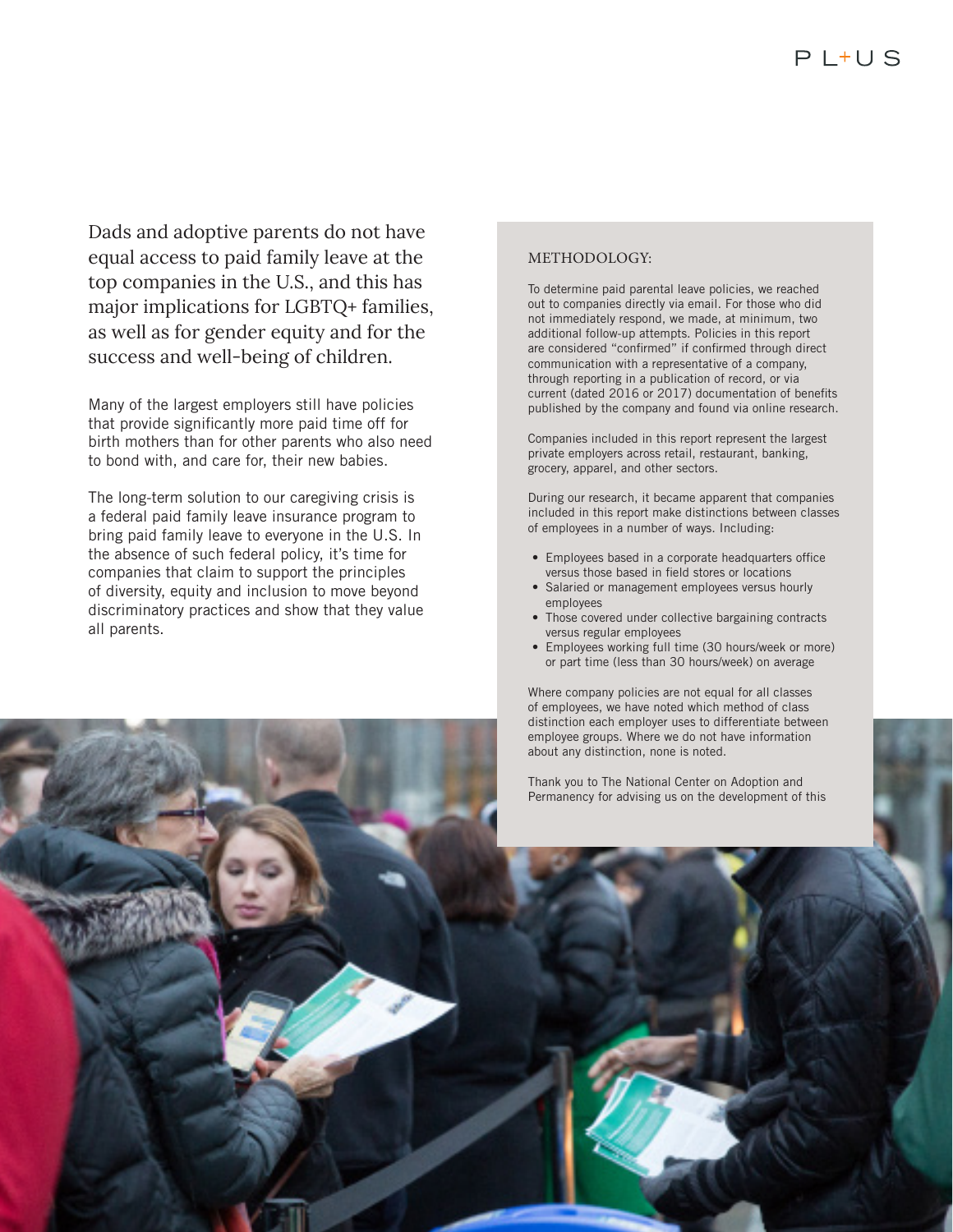Dads and adoptive parents do not have equal access to paid family leave at the top companies in the U.S., and this has major implications for LGBTQ+ families, as well as for gender equity and for the success and well-being of children.

Many of the largest employers still have policies that provide significantly more paid time off for birth mothers than for other parents who also need to bond with, and care for, their new babies.

The long-term solution to our caregiving crisis is a federal paid family leave insurance program to bring paid family leave to everyone in the U.S. In the absence of such federal policy, it's time for companies that claim to support the principles of diversity, equity and inclusion to move beyond discriminatory practices and show that they value all parents.

### METHODOLOGY:

To determine paid parental leave policies, we reached out to companies directly via email. For those who did not immediately respond, we made, at minimum, two additional follow-up attempts. Policies in this report are considered "confirmed" if confirmed through direct communication with a representative of a company, through reporting in a publication of record, or via current (dated 2016 or 2017) documentation of benefits published by the company and found via online research.

Companies included in this report represent the largest private employers across retail, restaurant, banking, grocery, apparel, and other sectors.

During our research, it became apparent that companies included in this report make distinctions between classes of employees in a number of ways. Including:

- Employees based in a corporate headquarters office versus those based in field stores or locations
- Salaried or management employees versus hourly employees
- Those covered under collective bargaining contracts versus regular employees
- Employees working full time (30 hours/week or more) or part time (less than 30 hours/week) on average

Where company policies are not equal for all classes of employees, we have noted which method of class distinction each employer uses to differentiate between employee groups. Where we do not have information about any distinction, none is noted.

Thank you to The National Center on Adoption and Permanency for advising us on the development of this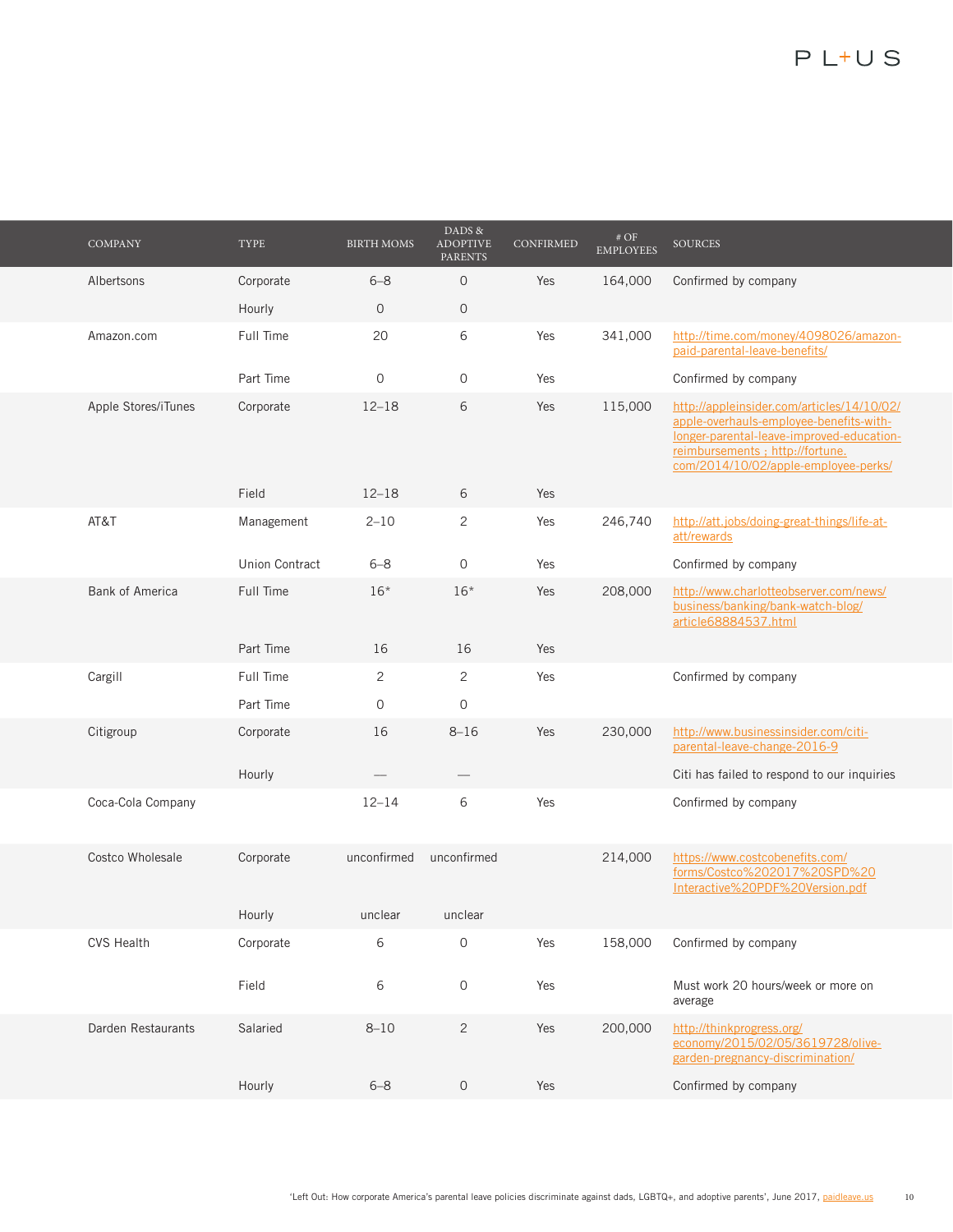| COMPANY | TYPE | BIRTH MOMS | DADS & ADOPTIVE PARENTS | CONFIRMED | # OF EMPLOYEES | SOURCES |
|---|---|---|---|---|---|---|
| Albertsons | Corporate | 6–8 | 0 | Yes | 164,000 | Confirmed by company |
| | Hourly | 0 | 0 | | | |
| Amazon.com | Full Time | 20 | 6 | Yes | 341,000 | http://time.com/money/4098026/amazon-paid-parental-leave-benefits/ |
| | Part Time | 0 | 0 | Yes | | Confirmed by company |
| Apple Stores/iTunes | Corporate | 12–18 | 6 | Yes | 115,000 | http://appleinsider.com/articles/14/10/02/apple-overhauls-employee-benefits-with-longer-parental-leave-improved-education-reimbursements ; http://fortune.com/2014/10/02/apple-employee-perks/ |
| | Field | 12–18 | 6 | Yes | | |
| AT&T | Management | 2–10 | 2 | Yes | 246,740 | http://att.jobs/doing-great-things/life-at-att/rewards |
| | Union Contract | 6–8 | 0 | Yes | | Confirmed by company |
| Bank of America | Full Time | 16* | 16* | Yes | 208,000 | http://www.charlotteobserver.com/news/business/banking/bank-watch-blog/article68884537.html |
| | Part Time | 16 | 16 | Yes | | |
| Cargill | Full Time | 2 | 2 | Yes | | Confirmed by company |
| | Part Time | 0 | 0 | | | |
| Citigroup | Corporate | 16 | 8–16 | Yes | 230,000 | http://www.businessinsider.com/citi-parental-leave-change-2016-9 |
| | Hourly | — | — | | | Citi has failed to respond to our inquiries |
| Coca-Cola Company | | 12–14 | 6 | Yes | | Confirmed by company |
| Costco Wholesale | Corporate | unconfirmed | unconfirmed | | 214,000 | https://www.costcobenefits.com/forms/Costco%202017%20SPD%20Interactive%20PDF%20Version.pdf |
| | Hourly | unclear | unclear | | | |
| CVS Health | Corporate | 6 | 0 | Yes | 158,000 | Confirmed by company |
| | Field | 6 | 0 | Yes | | Must work 20 hours/week or more on average |
| Darden Restaurants | Salaried | 8–10 | 2 | Yes | 200,000 | http://thinkprogress.org/economy/2015/02/05/3619728/olive-garden-pregnancy-discrimination/ |
| | Hourly | 6–8 | 0 | Yes | | Confirmed by company |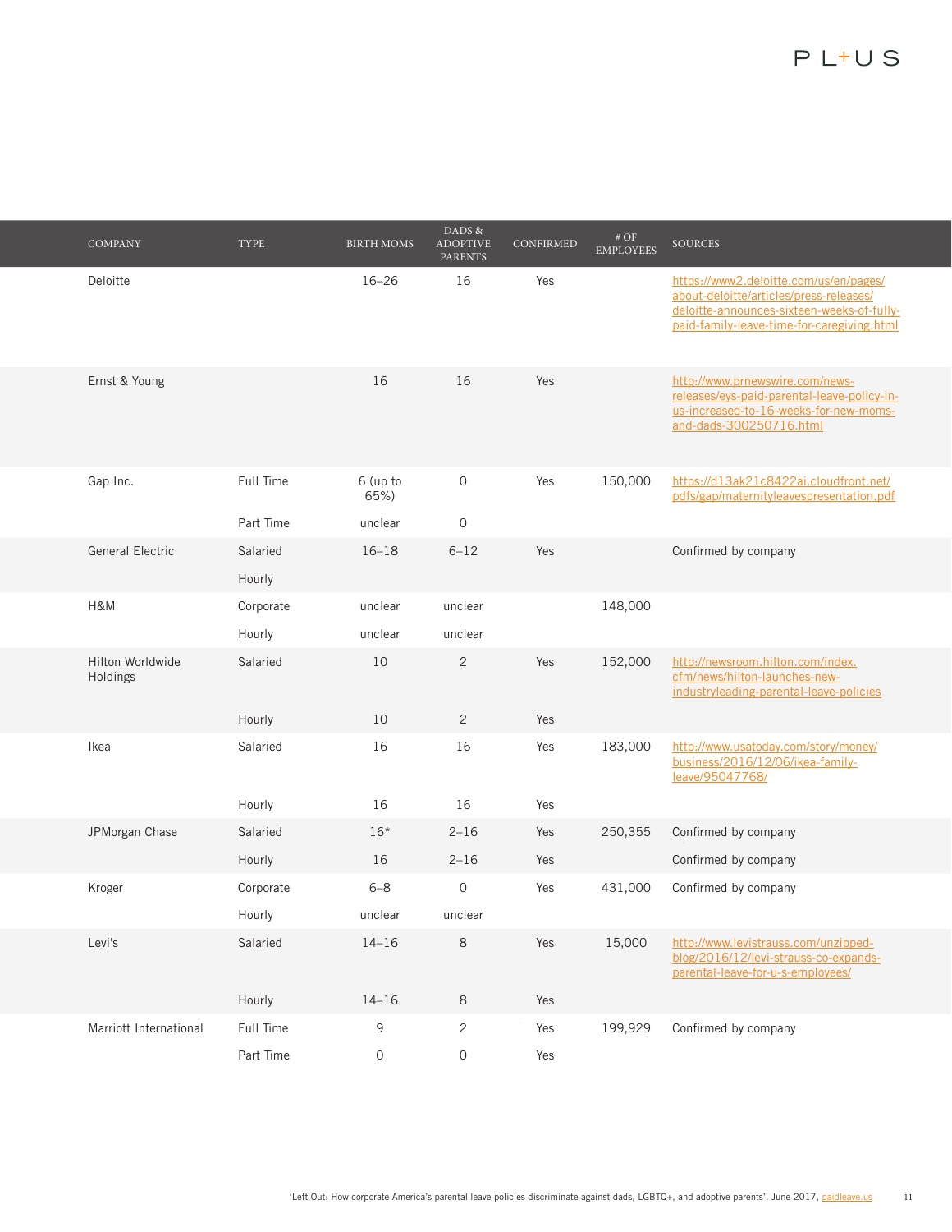| COMPANY | TYPE | BIRTH MOMS | DADS & ADOPTIVE PARENTS | CONFIRMED | # OF EMPLOYEES | SOURCES |
|---|---|---|---|---|---|---|
| Deloitte | | 16–26 | 16 | Yes | | https://www2.deloitte.com/us/en/pages/about-deloitte/articles/press-releases/deloitte-announces-sixteen-weeks-of-fully-paid-family-leave-time-for-caregiving.html |
| Ernst & Young | | 16 | 16 | Yes | | http://www.prnewswire.com/news-releases/eys-paid-parental-leave-policy-in-us-increased-to-16-weeks-for-new-moms-and-dads-300250716.html |
| Gap Inc. | Full Time | 6 (up to 65%) | 0 | Yes | 150,000 | https://d13ak21c8422ai.cloudfront.net/pdfs/gap/maternityleavespresentation.pdf |
| | Part Time | unclear | 0 | | | |
| General Electric | Salaried | 16–18 | 6–12 | Yes | | Confirmed by company |
| | Hourly | | | | | |
| H&M | Corporate | unclear | unclear | | 148,000 | |
| | Hourly | unclear | unclear | | | |
| Hilton Worldwide Holdings | Salaried | 10 | 2 | Yes | 152,000 | http://newsroom.hilton.com/index.cfm/news/hilton-launches-new-industryleading-parental-leave-policies |
| | Hourly | 10 | 2 | Yes | | |
| Ikea | Salaried | 16 | 16 | Yes | 183,000 | http://www.usatoday.com/story/money/business/2016/12/06/ikea-family-leave/95047768/ |
| | Hourly | 16 | 16 | Yes | | |
| JPMorgan Chase | Salaried | 16* | 2–16 | Yes | 250,355 | Confirmed by company |
| | Hourly | 16 | 2–16 | Yes | | Confirmed by company |
| Kroger | Corporate | 6–8 | 0 | Yes | 431,000 | Confirmed by company |
| | Hourly | unclear | unclear | | | |
| Levi's | Salaried | 14–16 | 8 | Yes | 15,000 | http://www.levistrauss.com/unzipped-blog/2016/12/levi-strauss-co-expands-parental-leave-for-u-s-employees/ |
| | Hourly | 14–16 | 8 | Yes | | |
| Marriott International | Full Time | 9 | 2 | Yes | 199,929 | Confirmed by company |
| | Part Time | 0 | 0 | Yes | | |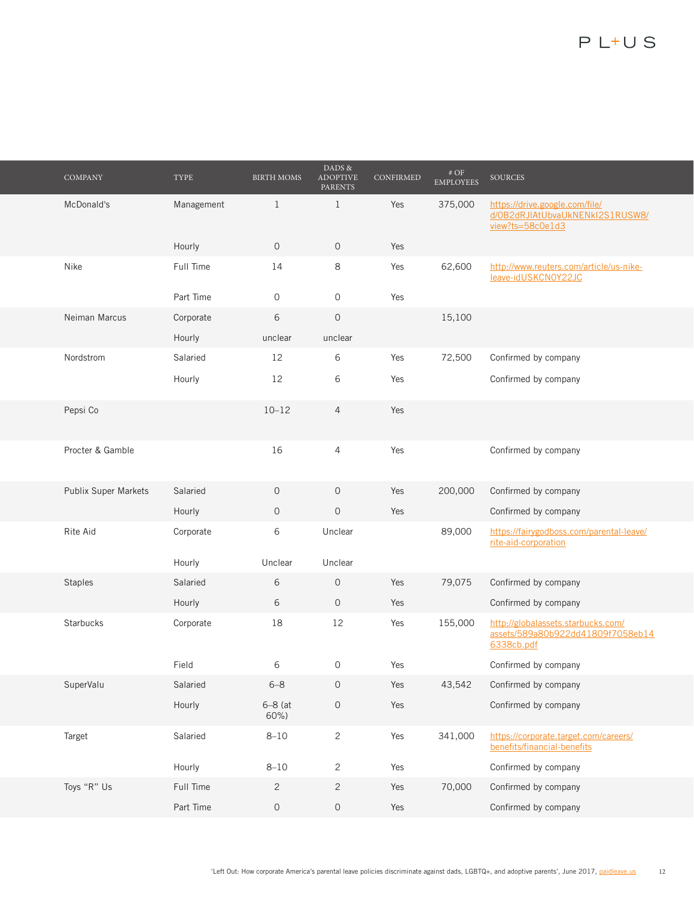| COMPANY | TYPE | BIRTH MOMS | DADS & ADOPTIVE PARENTS | CONFIRMED | # OF EMPLOYEES | SOURCES |
|---|---|---|---|---|---|---|
| McDonald's | Management | 1 | 1 | Yes | 375,000 | https://drive.google.com/file/d/0B2dRJIAtUbvaUkNENkI2S1RUSW8/view?ts=58c0e1d3 |
| | Hourly | 0 | 0 | Yes | | |
| Nike | Full Time | 14 | 8 | Yes | 62,600 | http://www.reuters.com/article/us-nike-leave-idUSKCN0Y22JC |
| | Part Time | 0 | 0 | Yes | | |
| Neiman Marcus | Corporate | 6 | 0 | | 15,100 | |
| | Hourly | unclear | unclear | | | |
| Nordstrom | Salaried | 12 | 6 | Yes | 72,500 | Confirmed by company |
| | Hourly | 12 | 6 | Yes | | Confirmed by company |
| Pepsi Co | | 10–12 | 4 | Yes | | |
| Procter & Gamble | | 16 | 4 | Yes | | Confirmed by company |
| Publix Super Markets | Salaried | 0 | 0 | Yes | 200,000 | Confirmed by company |
| | Hourly | 0 | 0 | Yes | | Confirmed by company |
| Rite Aid | Corporate | 6 | Unclear | | 89,000 | https://fairygodboss.com/parental-leave/rite-aid-corporation |
| | Hourly | Unclear | Unclear | | | |
| Staples | Salaried | 6 | 0 | Yes | 79,075 | Confirmed by company |
| | Hourly | 6 | 0 | Yes | | Confirmed by company |
| Starbucks | Corporate | 18 | 12 | Yes | 155,000 | http://globalassets.starbucks.com/assets/589a80b922dd41809f7058eb146338cb.pdf |
| | Field | 6 | 0 | Yes | | Confirmed by company |
| SuperValu | Salaried | 6–8 | 0 | Yes | 43,542 | Confirmed by company |
| | Hourly | 6–8 (at 60%) | 0 | Yes | | Confirmed by company |
| Target | Salaried | 8–10 | 2 | Yes | 341,000 | https://corporate.target.com/careers/benefits/financial-benefits |
| | Hourly | 8–10 | 2 | Yes | | Confirmed by company |
| Toys "R" Us | Full Time | 2 | 2 | Yes | 70,000 | Confirmed by company |
| | Part Time | 0 | 0 | Yes | | Confirmed by company |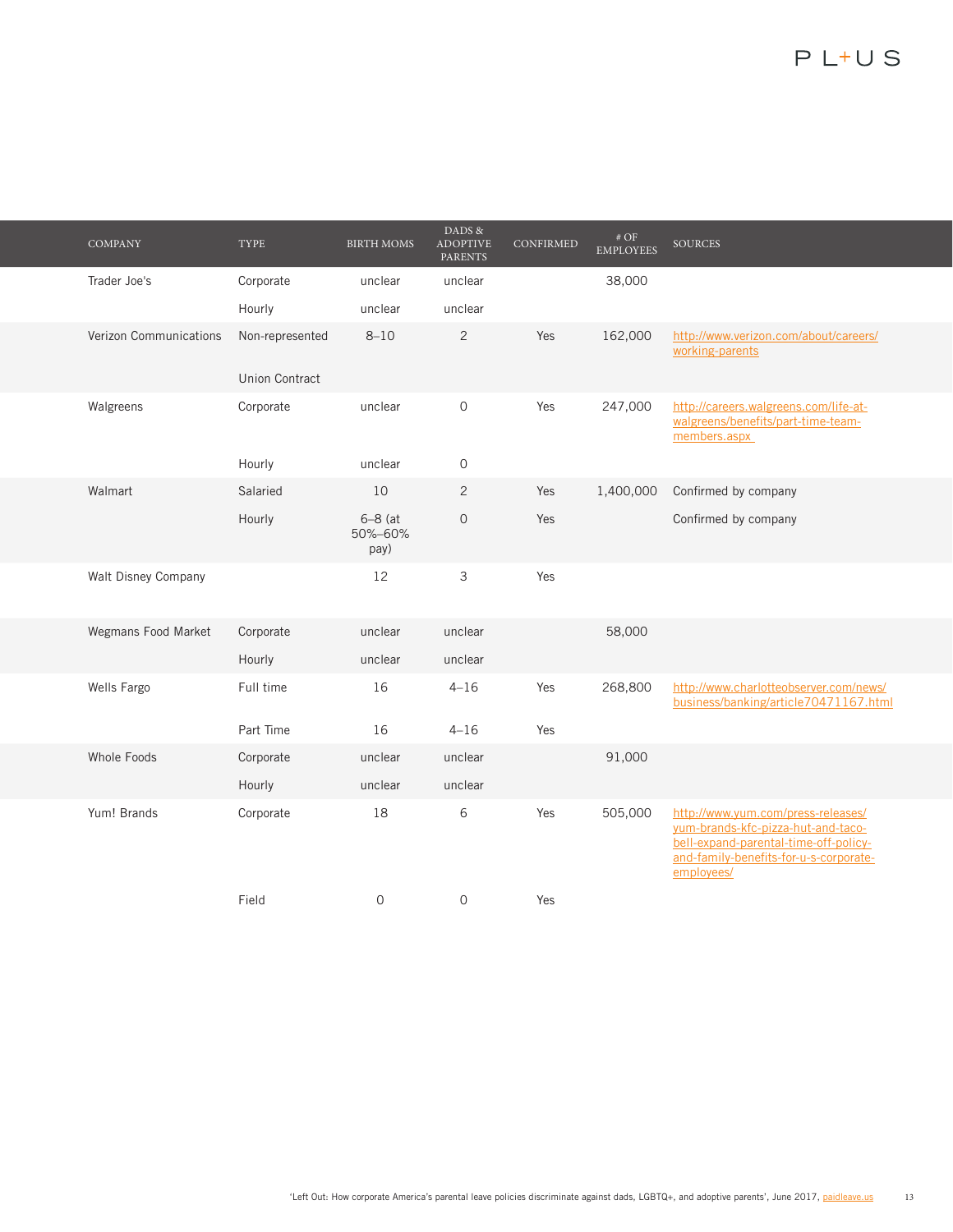| COMPANY | TYPE | BIRTH MOMS | DADS & ADOPTIVE PARENTS | CONFIRMED | # OF EMPLOYEES | SOURCES |
|---|---|---|---|---|---|---|
| Trader Joe's | Corporate | unclear | unclear | | 38,000 | |
| | Hourly | unclear | unclear | | | |
| Verizon Communications | Non-represented | 8–10 | 2 | Yes | 162,000 | http://www.verizon.com/about/careers/working-parents |
| | Union Contract | | | | | |
| Walgreens | Corporate | unclear | 0 | Yes | 247,000 | http://careers.walgreens.com/life-at-walgreens/benefits/part-time-team-members.aspx |
| | Hourly | unclear | 0 | | | |
| Walmart | Salaried | 10 | 2 | Yes | 1,400,000 | Confirmed by company |
| | Hourly | 6–8 (at 50%–60% pay) | 0 | Yes | | Confirmed by company |
| Walt Disney Company | | 12 | 3 | Yes | | |
| Wegmans Food Market | Corporate | unclear | unclear | | 58,000 | |
| | Hourly | unclear | unclear | | | |
| Wells Fargo | Full time | 16 | 4–16 | Yes | 268,800 | http://www.charlotteobserver.com/news/business/banking/article70471167.html |
| | Part Time | 16 | 4–16 | Yes | | |
| Whole Foods | Corporate | unclear | unclear | | 91,000 | |
| | Hourly | unclear | unclear | | | |
| Yum! Brands | Corporate | 18 | 6 | Yes | 505,000 | http://www.yum.com/press-releases/yum-brands-kfc-pizza-hut-and-taco-bell-expand-parental-time-off-policy-and-family-benefits-for-u-s-corporate-employees/ |
| | Field | 0 | 0 | Yes | | |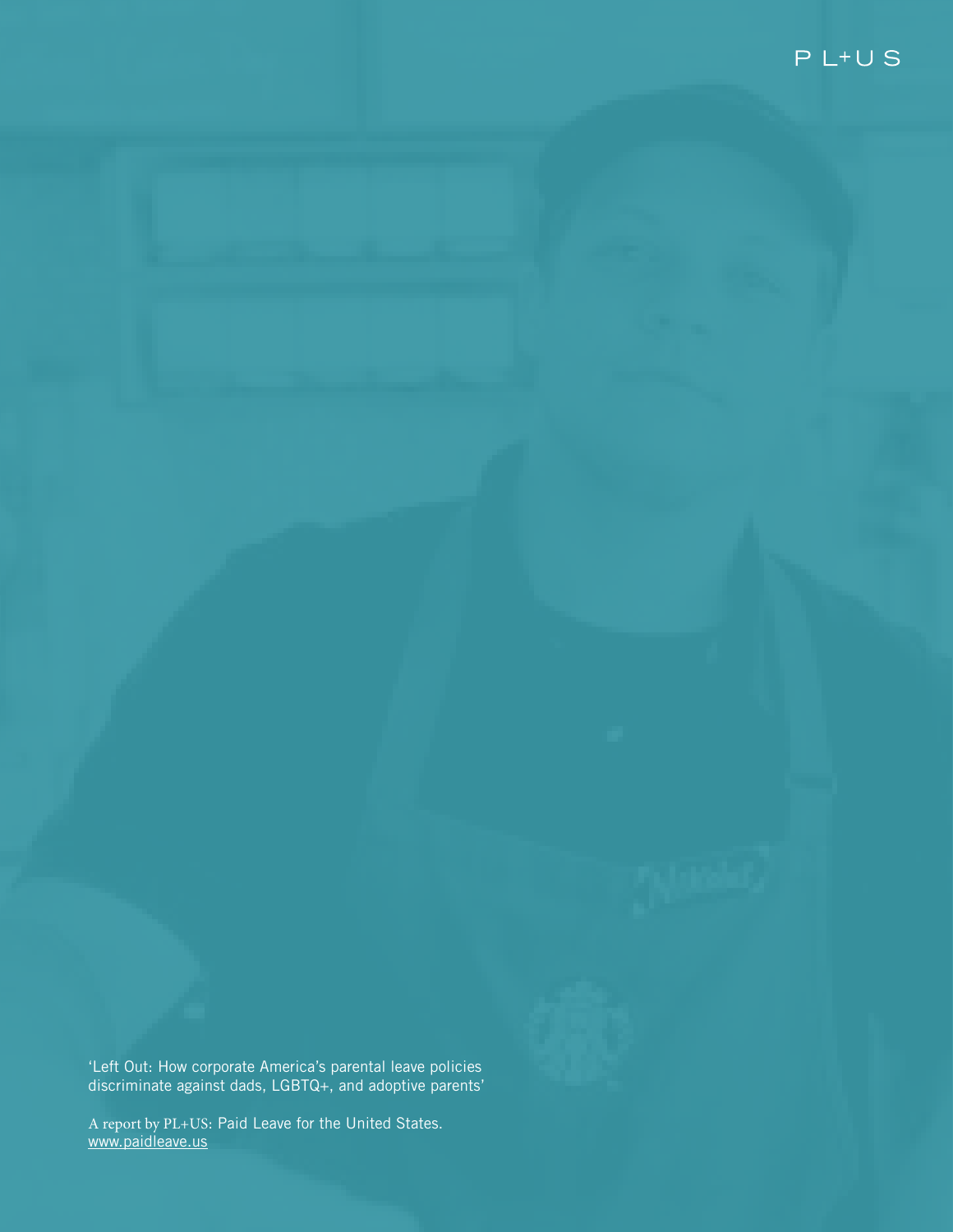P L+U S

'Left Out: How corporate America's parental leave policies discriminate against dads, LGBTQ+, and adoptive parents'

A report by PL+US: Paid Leave for the United States.
www.paidleave.us